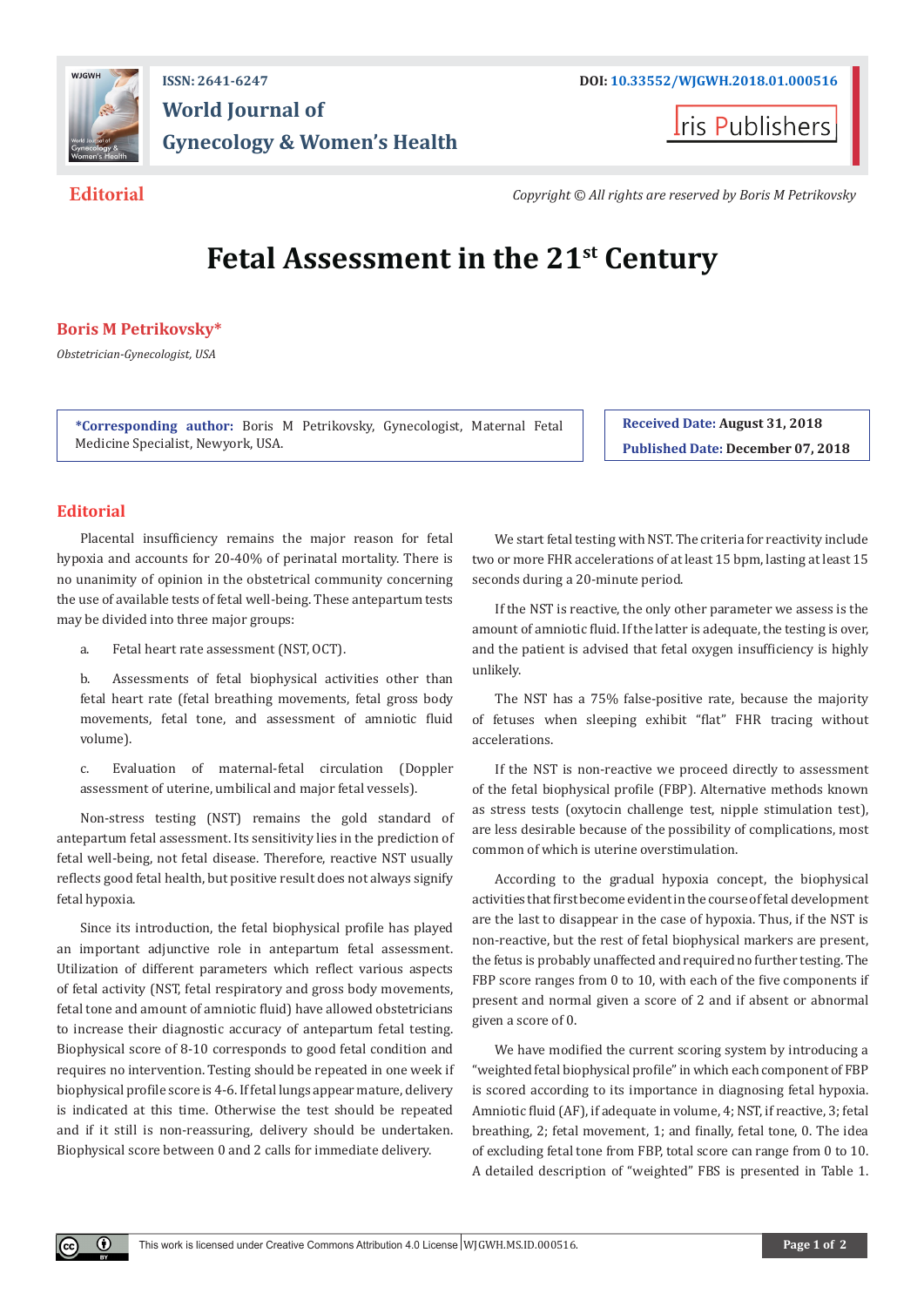ISSN: 2641-6247

DOI: 10.33552/WJGWH.2018.01.000516

**World Journal of Gynecology & Women's Health**

Iris Publishers

**Editorial**

*Copyright © All rights are reserved by Boris M Petrikovsky*

# Fetal Assessment in the 21st Century

**Boris M Petrikovsky***

*Obstetrician-Gynecologist, USA*

***Corresponding author:** Boris M Petrikovsky, Gynecologist, Maternal Fetal Medicine Specialist, Newyork, USA.

**Received Date:** August 31, 2018

**Published Date:** December 07, 2018

## Editorial

Placental insufficiency remains the major reason for fetal hypoxia and accounts for 20-40% of perinatal mortality. There is no unanimity of opinion in the obstetrical community concerning the use of available tests of fetal well-being. These antepartum tests may be divided into three major groups:

a. Fetal heart rate assessment (NST, OCT).

b. Assessments of fetal biophysical activities other than fetal heart rate (fetal breathing movements, fetal gross body movements, fetal tone, and assessment of amniotic fluid volume).

c. Evaluation of maternal-fetal circulation (Doppler assessment of uterine, umbilical and major fetal vessels).

Non-stress testing (NST) remains the gold standard of antepartum fetal assessment. Its sensitivity lies in the prediction of fetal well-being, not fetal disease. Therefore, reactive NST usually reflects good fetal health, but positive result does not always signify fetal hypoxia.

Since its introduction, the fetal biophysical profile has played an important adjunctive role in antepartum fetal assessment. Utilization of different parameters which reflect various aspects of fetal activity (NST, fetal respiratory and gross body movements, fetal tone and amount of amniotic fluid) have allowed obstetricians to increase their diagnostic accuracy of antepartum fetal testing. Biophysical score of 8-10 corresponds to good fetal condition and requires no intervention. Testing should be repeated in one week if biophysical profile score is 4-6. If fetal lungs appear mature, delivery is indicated at this time. Otherwise the test should be repeated and if it still is non-reassuring, delivery should be undertaken. Biophysical score between 0 and 2 calls for immediate delivery.

We start fetal testing with NST. The criteria for reactivity include two or more FHR accelerations of at least 15 bpm, lasting at least 15 seconds during a 20-minute period.

If the NST is reactive, the only other parameter we assess is the amount of amniotic fluid. If the latter is adequate, the testing is over, and the patient is advised that fetal oxygen insufficiency is highly unlikely.

The NST has a 75% false-positive rate, because the majority of fetuses when sleeping exhibit "flat" FHR tracing without accelerations.

If the NST is non-reactive we proceed directly to assessment of the fetal biophysical profile (FBP). Alternative methods known as stress tests (oxytocin challenge test, nipple stimulation test), are less desirable because of the possibility of complications, most common of which is uterine overstimulation.

According to the gradual hypoxia concept, the biophysical activities that first become evident in the course of fetal development are the last to disappear in the case of hypoxia. Thus, if the NST is non-reactive, but the rest of fetal biophysical markers are present, the fetus is probably unaffected and required no further testing. The FBP score ranges from 0 to 10, with each of the five components if present and normal given a score of 2 and if absent or abnormal given a score of 0.

We have modified the current scoring system by introducing a "weighted fetal biophysical profile" in which each component of FBP is scored according to its importance in diagnosing fetal hypoxia. Amniotic fluid (AF), if adequate in volume, 4; NST, if reactive, 3; fetal breathing, 2; fetal movement, 1; and finally, fetal tone, 0. The idea of excluding fetal tone from FBP, total score can range from 0 to 10. A detailed description of "weighted" FBS is presented in Table 1.

This work is licensed under Creative Commons Attribution 4.0 License WJGWH.MS.ID.000516.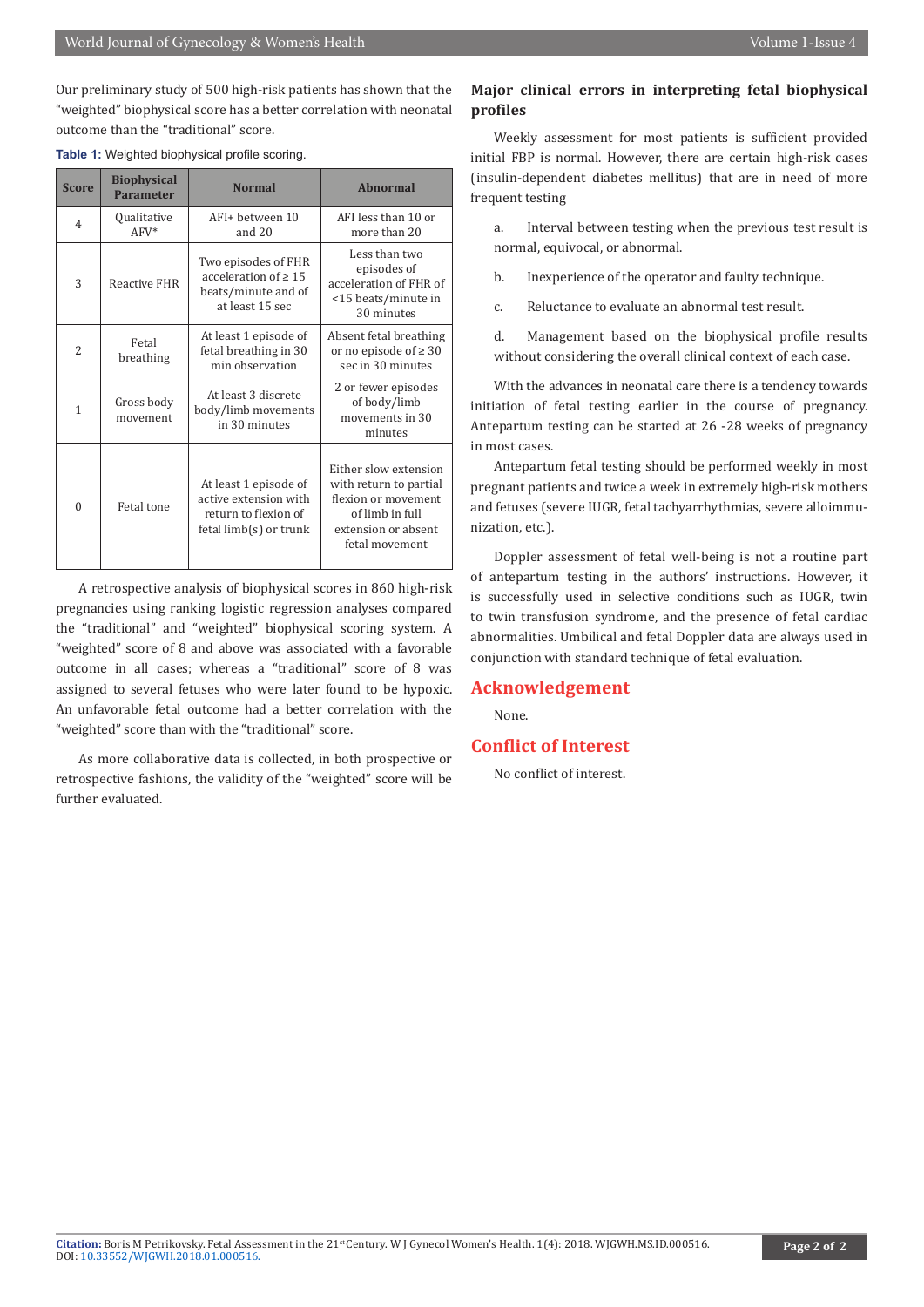Our preliminary study of 500 high-risk patients has shown that the "weighted" biophysical score has a better correlation with neonatal outcome than the "traditional" score.

**Table 1:** Weighted biophysical profile scoring.

| Score | Biophysical Parameter | Normal | Abnormal |
|---|---|---|---|
| 4 | Qualitative AFV* | AFI+ between 10 and 20 | AFI less than 10 or more than 20 |
| 3 | Reactive FHR | Two episodes of FHR acceleration of ≥ 15 beats/minute and of at least 15 sec | Less than two episodes of acceleration of FHR of <15 beats/minute in 30 minutes |
| 2 | Fetal breathing | At least 1 episode of fetal breathing in 30 min observation | Absent fetal breathing or no episode of ≥ 30 sec in 30 minutes |
| 1 | Gross body movement | At least 3 discrete body/limb movements in 30 minutes | 2 or fewer episodes of body/limb movements in 30 minutes |
| 0 | Fetal tone | At least 1 episode of active extension with return to flexion of fetal limb(s) or trunk | Either slow extension with return to partial flexion or movement of limb in full extension or absent fetal movement |

A retrospective analysis of biophysical scores in 860 high-risk pregnancies using ranking logistic regression analyses compared the "traditional" and "weighted" biophysical scoring system. A "weighted" score of 8 and above was associated with a favorable outcome in all cases; whereas a "traditional" score of 8 was assigned to several fetuses who were later found to be hypoxic. An unfavorable fetal outcome had a better correlation with the "weighted" score than with the "traditional" score.

As more collaborative data is collected, in both prospective or retrospective fashions, the validity of the "weighted" score will be further evaluated.

## Major clinical errors in interpreting fetal biophysical profiles

Weekly assessment for most patients is sufficient provided initial FBP is normal. However, there are certain high-risk cases (insulin-dependent diabetes mellitus) that are in need of more frequent testing

a. Interval between testing when the previous test result is normal, equivocal, or abnormal.

b. Inexperience of the operator and faulty technique.

c. Reluctance to evaluate an abnormal test result.

d. Management based on the biophysical profile results without considering the overall clinical context of each case.

With the advances in neonatal care there is a tendency towards initiation of fetal testing earlier in the course of pregnancy. Antepartum testing can be started at 26 -28 weeks of pregnancy in most cases.

Antepartum fetal testing should be performed weekly in most pregnant patients and twice a week in extremely high-risk mothers and fetuses (severe IUGR, fetal tachyarrhythmias, severe alloimmunization, etc.).

Doppler assessment of fetal well-being is not a routine part of antepartum testing in the authors' instructions. However, it is successfully used in selective conditions such as IUGR, twin to twin transfusion syndrome, and the presence of fetal cardiac abnormalities. Umbilical and fetal Doppler data are always used in conjunction with standard technique of fetal evaluation.

## Acknowledgement

None.

## Conflict of Interest

No conflict of interest.